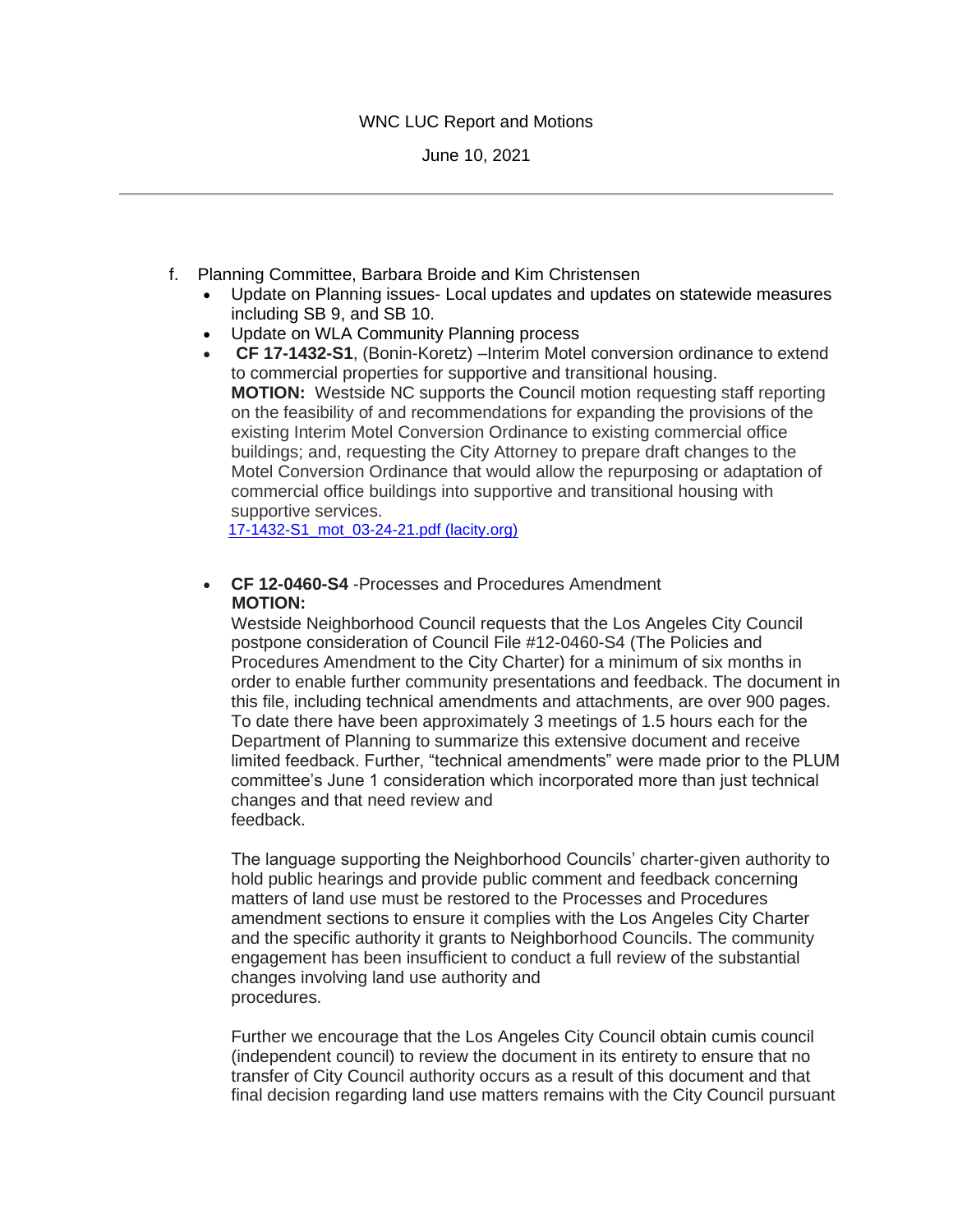WNC LUC Report and Motions

June 10, 2021

---

f. Planning Committee, Barbara Broide and Kim Christensen
   - Update on Planning issues- Local updates and updates on statewide measures including SB 9, and SB 10.
   - Update on WLA Community Planning process
   - **CF 17-1432-S1**, (Bonin-Koretz) –Interim Motel conversion ordinance to extend to commercial properties for supportive and transitional housing.
     **MOTION:** Westside NC supports the Council motion requesting staff reporting on the feasibility of and recommendations for expanding the provisions of the existing Interim Motel Conversion Ordinance to existing commercial office buildings; and, requesting the City Attorney to prepare draft changes to the Motel Conversion Ordinance that would allow the repurposing or adaptation of commercial office buildings into supportive and transitional housing with supportive services.
     [17-1432-S1_mot_03-24-21.pdf (lacity.org)]()

   - **CF 12-0460-S4** -Processes and Procedures Amendment
     **MOTION:**
     Westside Neighborhood Council requests that the Los Angeles City Council postpone consideration of Council File #12-0460-S4 (The Policies and Procedures Amendment to the City Charter) for a minimum of six months in order to enable further community presentations and feedback. The document in this file, including technical amendments and attachments, are over 900 pages. To date there have been approximately 3 meetings of 1.5 hours each for the Department of Planning to summarize this extensive document and receive limited feedback. Further, "technical amendments" were made prior to the PLUM committee's June 1 consideration which incorporated more than just technical changes and that need review and feedback.

     The language supporting the Neighborhood Councils' charter-given authority to hold public hearings and provide public comment and feedback concerning matters of land use must be restored to the Processes and Procedures amendment sections to ensure it complies with the Los Angeles City Charter and the specific authority it grants to Neighborhood Councils. The community engagement has been insufficient to conduct a full review of the substantial changes involving land use authority and procedures.

     Further we encourage that the Los Angeles City Council obtain cumis council (independent council) to review the document in its entirety to ensure that no transfer of City Council authority occurs as a result of this document and that final decision regarding land use matters remains with the City Council pursuant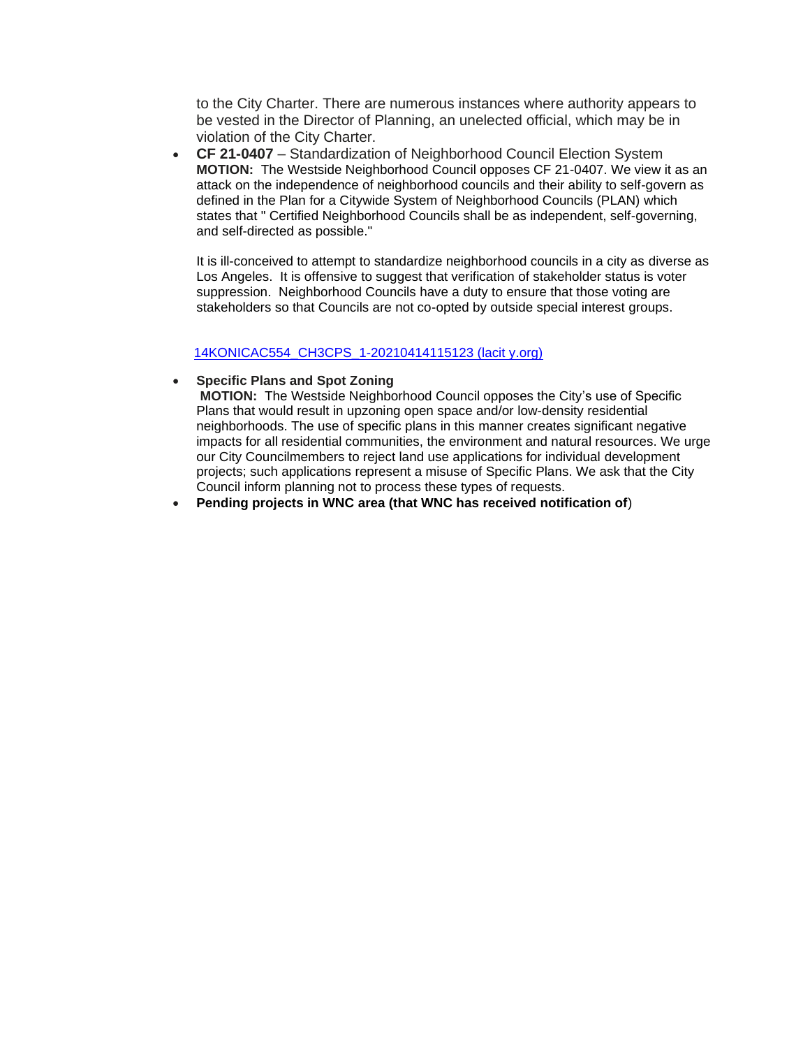to the City Charter. There are numerous instances where authority appears to be vested in the Director of Planning, an unelected official, which may be in violation of the City Charter.

- **CF 21-0407** – Standardization of Neighborhood Council Election System
  **MOTION:** The Westside Neighborhood Council opposes CF 21-0407. We view it as an attack on the independence of neighborhood councils and their ability to self-govern as defined in the Plan for a Citywide System of Neighborhood Councils (PLAN) which states that " Certified Neighborhood Councils shall be as independent, self-governing, and self-directed as possible."

  It is ill-conceived to attempt to standardize neighborhood councils in a city as diverse as Los Angeles. It is offensive to suggest that verification of stakeholder status is voter suppression. Neighborhood Councils have a duty to ensure that those voting are stakeholders so that Councils are not co-opted by outside special interest groups.

  [14KONICAC554_CH3CPS_1-20210414115123 (lacit y.org)]

- **Specific Plans and Spot Zoning**
  **MOTION:** The Westside Neighborhood Council opposes the City's use of Specific Plans that would result in upzoning open space and/or low-density residential neighborhoods. The use of specific plans in this manner creates significant negative impacts for all residential communities, the environment and natural resources. We urge our City Councilmembers to reject land use applications for individual development projects; such applications represent a misuse of Specific Plans. We ask that the City Council inform planning not to process these types of requests.
- **Pending projects in WNC area (that WNC has received notification of**)